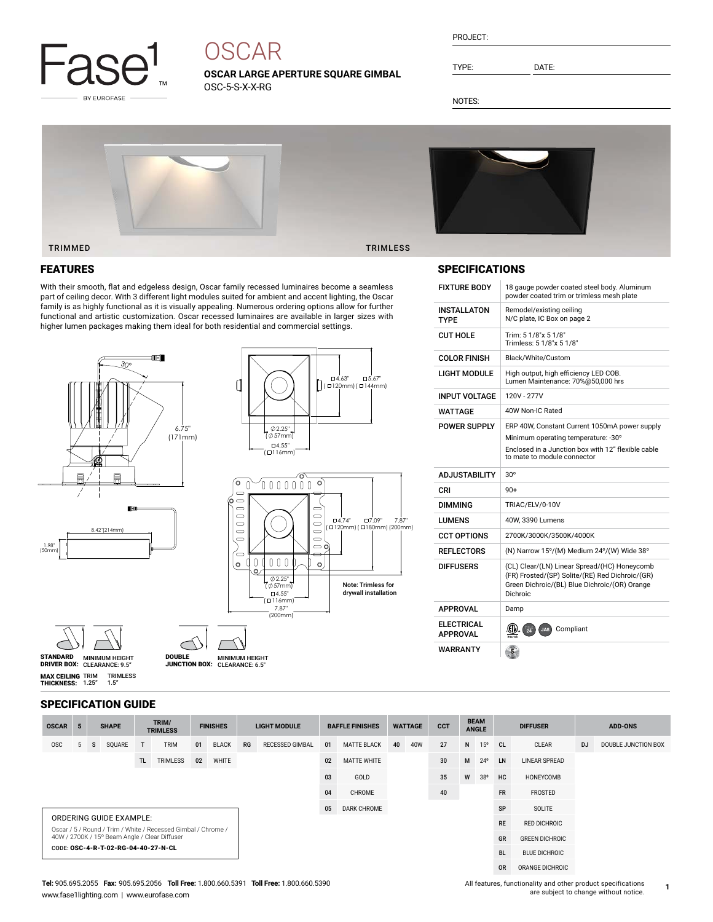Fase1 BY EUROFASE

# OSCAR

**OSCAR LARGE APERTURE SQUARE GIMBAL**
OSC-5-S-X-X-RG

PROJECT:

TYPE: DATE:

NOTES:

TRIMMED TRIMLESS

## FEATURES

With their smooth, flat and edgeless design, Oscar family recessed luminaires become a seamless part of ceiling decor. With 3 different light modules suited for ambient and accent lighting, the Oscar family is as highly functional as it is visually appealing. Numerous ordering options allow for further functional and artistic customization. Oscar recessed luminaires are available in larger sizes with higher lumen packages making them ideal for both residential and commercial settings.

30°

6.75" (171mm)

8.42"(214mm)

1.98" (50mm)

□4.63" ( □120mm) | □5.67" ( □144mm)

⌀2.25" (⌀57mm)

□4.55" (□116mm)

□4.74" ( □120mm) | □7.09" ( □180mm) | 7.87" (200mm)

⌀2.25" (⌀57mm)

□4.55" (□116mm)

7.87" (200mm)

Note: Trimless for drywall installation

**STANDARD DRIVER BOX:** MINIMUM HEIGHT CLEARANCE: 9.5"

**DOUBLE JUNCTION BOX:** MINIMUM HEIGHT CLEARANCE: 6.5"

**MAX CEILING THICKNESS:** TRIM 1.25" TRIMLESS 1.5"

## SPECIFICATIONS

| | |
|---|---|
| FIXTURE BODY | 18 gauge powder coated steel body. Aluminum powder coated trim or trimless mesh plate |
| INSTALLATON TYPE | Remodel/existing ceiling N/C plate, IC Box on page 2 |
| CUT HOLE | Trim: 5 1/8"x 5 1/8" Trimless: 5 1/8"x 5 1/8" |
| COLOR FINISH | Black/White/Custom |
| LIGHT MODULE | High output, high efficiency LED COB. Lumen Maintenance: 70%@50,000 hrs |
| INPUT VOLTAGE | 120V - 277V |
| WATTAGE | 40W Non-IC Rated |
| POWER SUPPLY | ERP 40W, Constant Current 1050mA power supply<br>Minimum operating temperature: -30°<br>Enclosed in a Junction box with 12" flexible cable to mate to module connector |
| ADJUSTABILITY | 30° |
| CRI | 90+ |
| DIMMING | TRIAC/ELV/0-10V |
| LUMENS | 40W, 3390 Lumens |
| CCT OPTIONS | 2700K/3000K/3500K/4000K |
| REFLECTORS | (N) Narrow 15°/(M) Medium 24°/(W) Wide 38° |
| DIFFUSERS | (CL) Clear/(LN) Linear Spread/(HC) Honeycomb (FR) Frosted/(SP) Solite/(RE) Red Dichroic/(GR) Green Dichroic/(BL) Blue Dichroic/(OR) Orange Dichroic |
| APPROVAL | Damp |
| ELECTRICAL APPROVAL | Compliant |
| WARRANTY | |

## SPECIFICATION GUIDE

| OSCAR | 5 | SHAPE | | TRIM/ TRIMLESS | | FINISHES | | LIGHT MODULE | | BAFFLE FINISHES | | WATTAGE | | CCT | BEAM ANGLE | | DIFFUSER | | ADD-ONS | |
|---|---|---|---|---|---|---|---|---|---|---|---|---|---|---|---|---|---|---|---|---|
| OSC | 5 | S | SQUARE | T | TRIM | 01 | BLACK | RG | RECESSED GIMBAL | 01 | MATTE BLACK | 40 | 40W | 27 | N | 15° | CL | CLEAR | DJ | DOUBLE JUNCTION BOX |
| | | | | TL | TRIMLESS | 02 | WHITE | | | 02 | MATTE WHITE | | | 30 | M | 24° | LN | LINEAR SPREAD | | |
| | | | | | | | | | | 03 | GOLD | | | 35 | W | 38° | HC | HONEYCOMB | | |
| | | | | | | | | | | 04 | CHROME | | | 40 | | | FR | FROSTED | | |
| | | | | | | | | | | 05 | DARK CHROME | | | | | | SP | SOLITE | | |
| | | | | | | | | | | | | | | | | | RE | RED DICHROIC | | |
| | | | | | | | | | | | | | | | | | GR | GREEN DICHROIC | | |
| | | | | | | | | | | | | | | | | | BL | BLUE DICHROIC | | |
| | | | | | | | | | | | | | | | | | OR | ORANGE DICHROIC | | |

ORDERING GUIDE EXAMPLE:

Oscar / 5 / Round / Trim / White / Recessed Gimbal / Chrome / 40W / 2700K / 15° Beam Angle / Clear Diffuser

CODE: **OSC-4-R-T-02-RG-04-40-27-N-CL**

**Tel:** 905.695.2055 **Fax:** 905.695.2056 **Toll Free:** 1.800.660.5391 **Toll Free:** 1.800.660.5390
www.fase1lighting.com | www.eurofase.com

All features, functionality and other product specifications are subject to change without notice.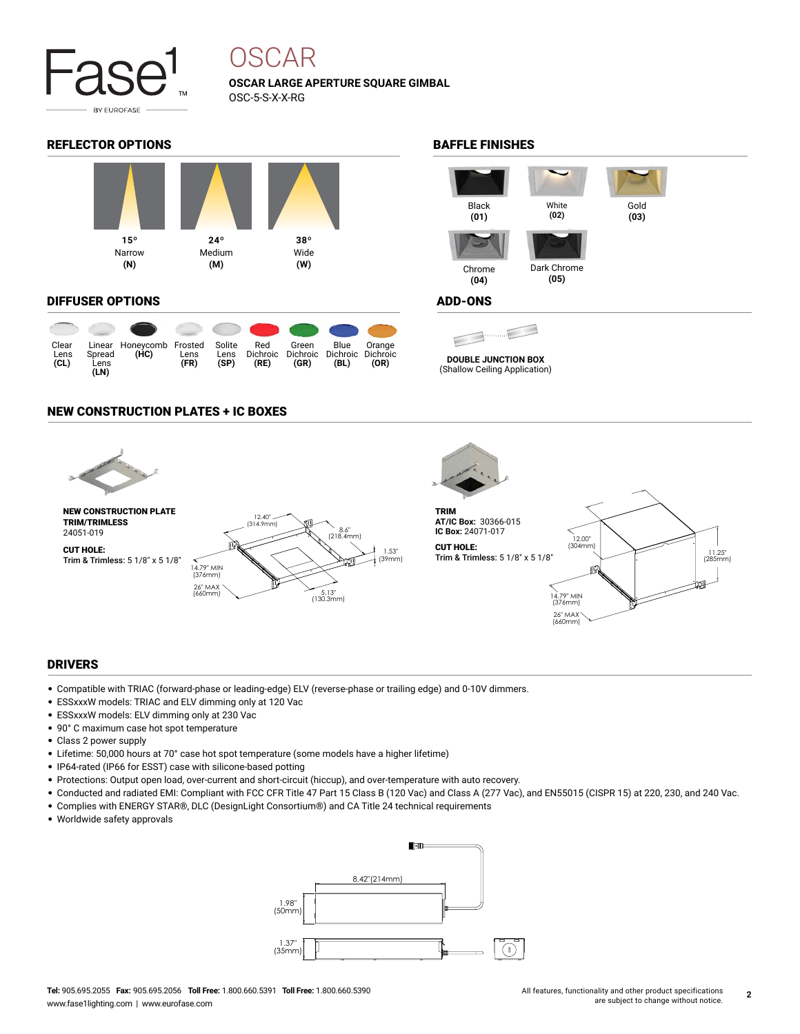Fase1™
BY EUROFASE

# OSCAR

**OSCAR LARGE APERTURE SQUARE GIMBAL**
OSC-5-S-X-X-RG

## REFLECTOR OPTIONS

**15°**
Narrow
**(N)**

**24°**
Medium
**(M)**

**38°**
Wide
**(W)**

## BAFFLE FINISHES

Black
**(01)**

White
**(02)**

Gold
**(03)**

Chrome
**(04)**

Dark Chrome
**(05)**

## DIFFUSER OPTIONS

Clear Lens **(CL)**

Linear Spread Lens **(LN)**

Honeycomb **(HC)**

Frosted Lens **(FR)**

Solite Lens **(SP)**

Red Dichroic **(RE)**

Green Dichroic **(GR)**

Blue Dichroic **(BL)**

Orange Dichroic **(OR)**

## ADD-ONS

**DOUBLE JUNCTION BOX**
(Shallow Ceiling Application)

## NEW CONSTRUCTION PLATES + IC BOXES

**NEW CONSTRUCTION PLATE TRIM/TRIMLESS**
24051-019

**CUT HOLE:**
Trim & Trimless: 5 1/8" x 5 1/8"

12.40"
(314.9mm)
8.6"
(218.4mm)
1.53"
(39mm)
14.79" MIN
(376mm)
26" MAX
(660mm)
5.13"
(130.3mm)

**TRIM**
**AT/IC Box:** 30366-015
**IC Box:** 24071-017

**CUT HOLE:**
Trim & Trimless: 5 1/8" x 5 1/8"

12.00"
(304mm)
11.25"
(285mm)
14.79" MIN
(376mm)
26" MAX
(660mm)

## DRIVERS

- Compatible with TRIAC (forward-phase or leading-edge) ELV (reverse-phase or trailing edge) and 0-10V dimmers.
- ESSxxxW models: TRIAC and ELV dimming only at 120 Vac
- ESSxxxW models: ELV dimming only at 230 Vac
- 90° C maximum case hot spot temperature
- Class 2 power supply
- Lifetime: 50,000 hours at 70° case hot spot temperature (some models have a higher lifetime)
- IP64-rated (IP66 for ESST) case with silicone-based potting
- Protections: Output open load, over-current and short-circuit (hiccup), and over-temperature with auto recovery.
- Conducted and radiated EMI: Compliant with FCC CFR Title 47 Part 15 Class B (120 Vac) and Class A (277 Vac), and EN55015 (CISPR 15) at 220, 230, and 240 Vac.
- Complies with ENERGY STAR®, DLC (DesignLight Consortium®) and CA Title 24 technical requirements
- Worldwide safety approvals

8.42"(214mm)
1.98"
(50mm)
1.37"
(35mm)

**Tel:** 905.695.2055 **Fax:** 905.695.2056 **Toll Free:** 1.800.660.5391 **Toll Free:** 1.800.660.5390
www.fase1lighting.com | www.eurofase.com

All features, functionality and other product specifications are subject to change without notice.